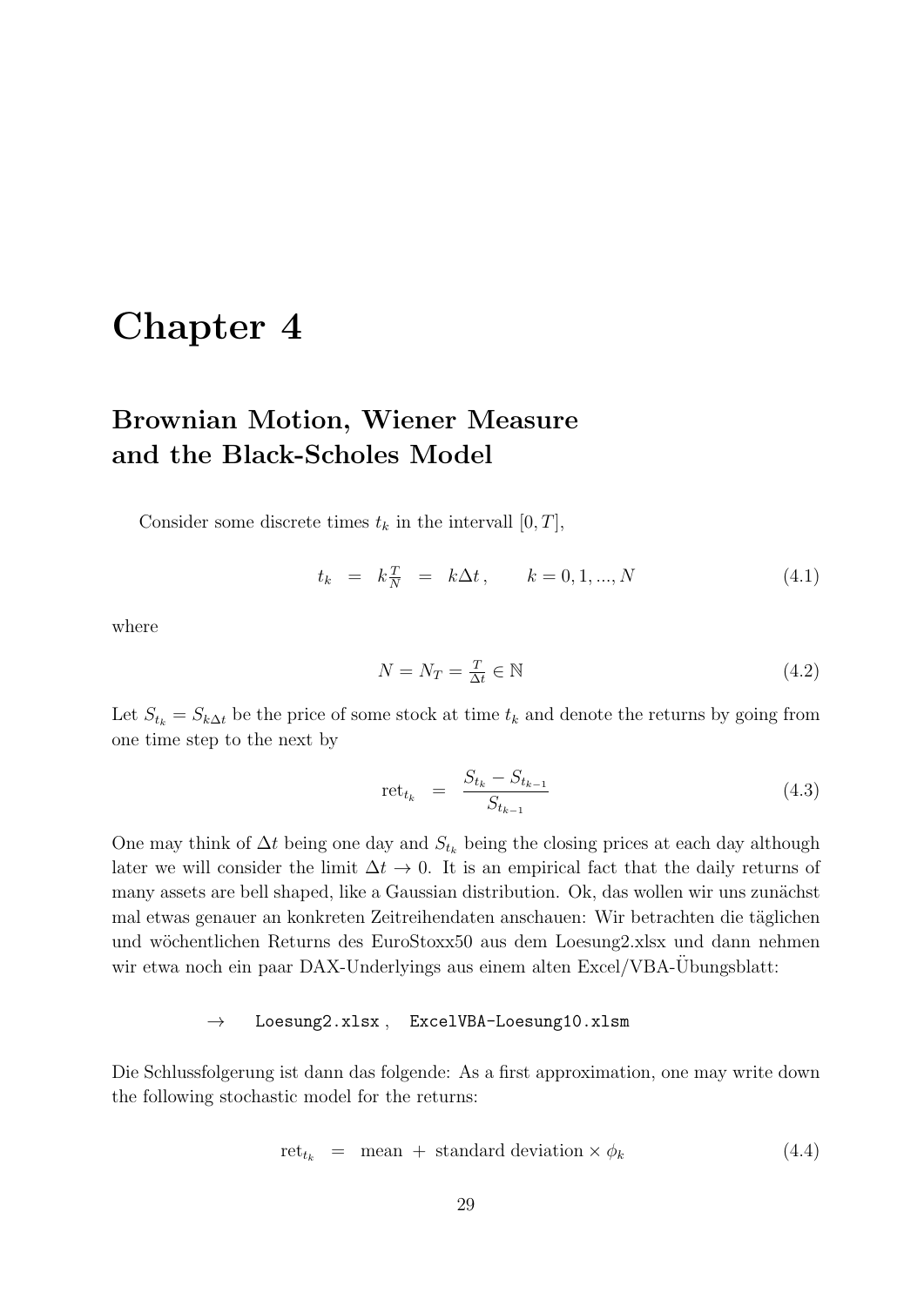# Chapter 4

## Brownian Motion, Wiener Measure and the Black-Scholes Model

Consider some discrete times $t_k$ in the intervall $[0,T]$,

$$t_k \;=\; k\tfrac{T}{N} \;=\; k\Delta t\,, \qquad k=0,1,...,N \tag{4.1}$$

where

$$N = N_T = \tfrac{T}{\Delta t} \in \mathbb{N} \tag{4.2}$$

Let $S_{t_k} = S_{k\Delta t}$ be the price of some stock at time $t_k$ and denote the returns by going from one time step to the next by

$$\mathrm{ret}_{t_k} \;=\; \frac{S_{t_k} - S_{t_{k-1}}}{S_{t_{k-1}}} \tag{4.3}$$

One may think of $\Delta t$ being one day and $S_{t_k}$ being the closing prices at each day although later we will consider the limit $\Delta t \to 0$. It is an empirical fact that the daily returns of many assets are bell shaped, like a Gaussian distribution. Ok, das wollen wir uns zunächst mal etwas genauer an konkreten Zeitreihendaten anschauen: Wir betrachten die täglichen und wöchentlichen Returns des EuroStoxx50 aus dem Loesung2.xlsx und dann nehmen wir etwa noch ein paar DAX-Underlyings aus einem alten Excel/VBA-Übungsblatt:

$\rightarrow$ `Loesung2.xlsx` , `ExcelVBA-Loesung10.xlsm`

Die Schlussfolgerung ist dann das folgende: As a first approximation, one may write down the following stochastic model for the returns:

$$\mathrm{ret}_{t_k} \;=\; \text{mean} \;+\; \text{standard deviation} \times \phi_k \tag{4.4}$$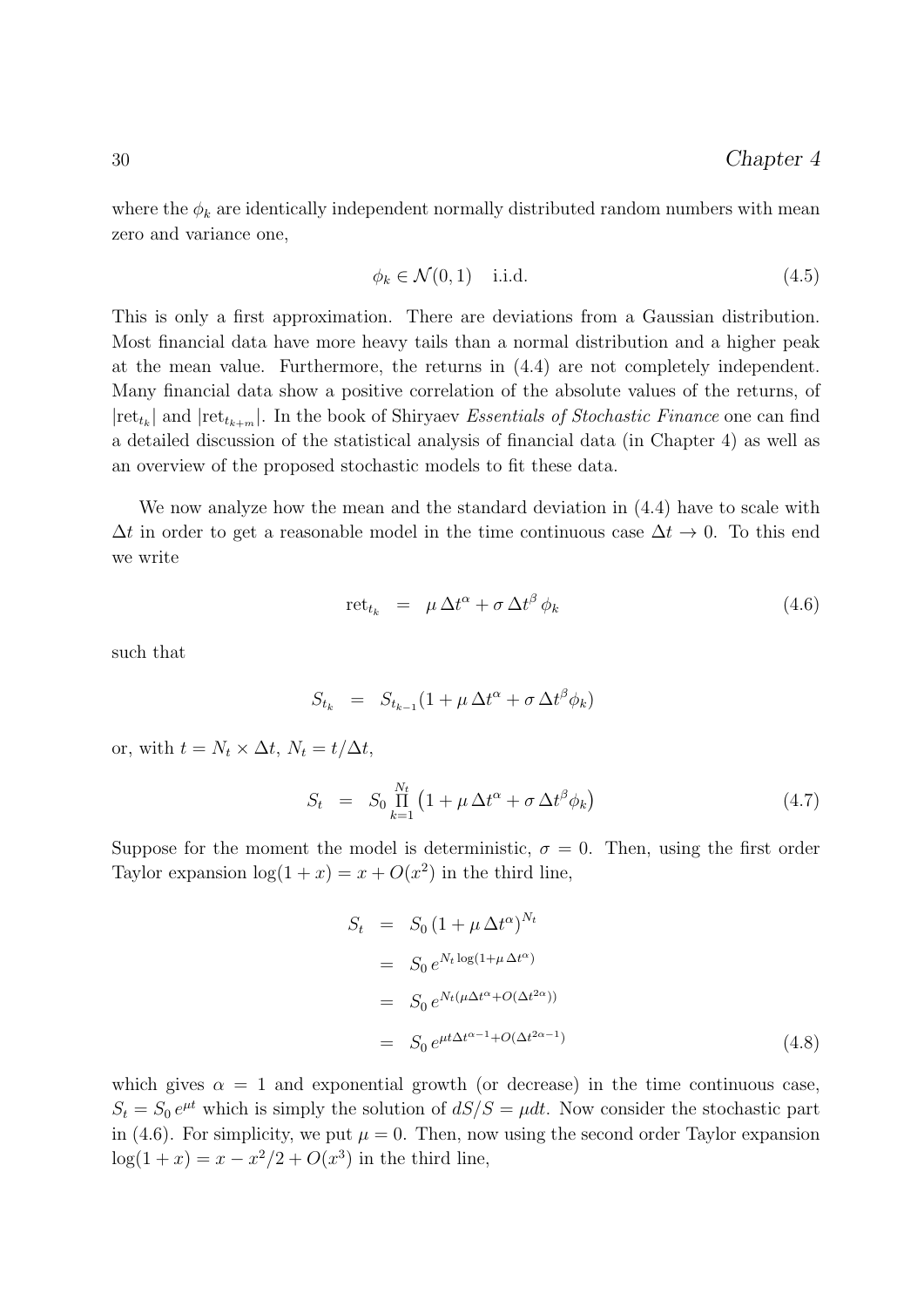where the $\phi_k$ are identically independent normally distributed random numbers with mean zero and variance one,

$$\phi_k \in \mathcal{N}(0,1) \quad \text{i.i.d.} \tag{4.5}$$

This is only a first approximation. There are deviations from a Gaussian distribution. Most financial data have more heavy tails than a normal distribution and a higher peak at the mean value. Furthermore, the returns in (4.4) are not completely independent. Many financial data show a positive correlation of the absolute values of the returns, of $|\text{ret}_{t_k}|$ and $|\text{ret}_{t_{k+m}}|$. In the book of Shiryaev *Essentials of Stochastic Finance* one can find a detailed discussion of the statistical analysis of financial data (in Chapter 4) as well as an overview of the proposed stochastic models to fit these data.

We now analyze how the mean and the standard deviation in (4.4) have to scale with $\Delta t$ in order to get a reasonable model in the time continuous case $\Delta t \to 0$. To this end we write

$$\text{ret}_{t_k} \;=\; \mu\,\Delta t^{\alpha} + \sigma\,\Delta t^{\beta}\,\phi_k \tag{4.6}$$

such that

$$S_{t_k} \;=\; S_{t_{k-1}}(1 + \mu\,\Delta t^{\alpha} + \sigma\,\Delta t^{\beta}\phi_k)$$

or, with $t = N_t \times \Delta t$, $N_t = t/\Delta t$,

$$S_t \;=\; S_0 \prod_{k=1}^{N_t} \left(1 + \mu\,\Delta t^{\alpha} + \sigma\,\Delta t^{\beta}\phi_k\right) \tag{4.7}$$

Suppose for the moment the model is deterministic, $\sigma = 0$. Then, using the first order Taylor expansion $\log(1+x) = x + O(x^2)$ in the third line,

$$\begin{aligned}
S_t &= S_0\,(1 + \mu\,\Delta t^{\alpha})^{N_t} \\
&= S_0\,e^{N_t \log(1+\mu\,\Delta t^{\alpha})} \\
&= S_0\,e^{N_t(\mu\Delta t^{\alpha} + O(\Delta t^{2\alpha}))} \\
&= S_0\,e^{\mu t \Delta t^{\alpha-1} + O(\Delta t^{2\alpha-1})}
\end{aligned} \tag{4.8}$$

which gives $\alpha = 1$ and exponential growth (or decrease) in the time continuous case, $S_t = S_0\,e^{\mu t}$ which is simply the solution of $dS/S = \mu dt$. Now consider the stochastic part in (4.6). For simplicity, we put $\mu = 0$. Then, now using the second order Taylor expansion $\log(1+x) = x - x^2/2 + O(x^3)$ in the third line,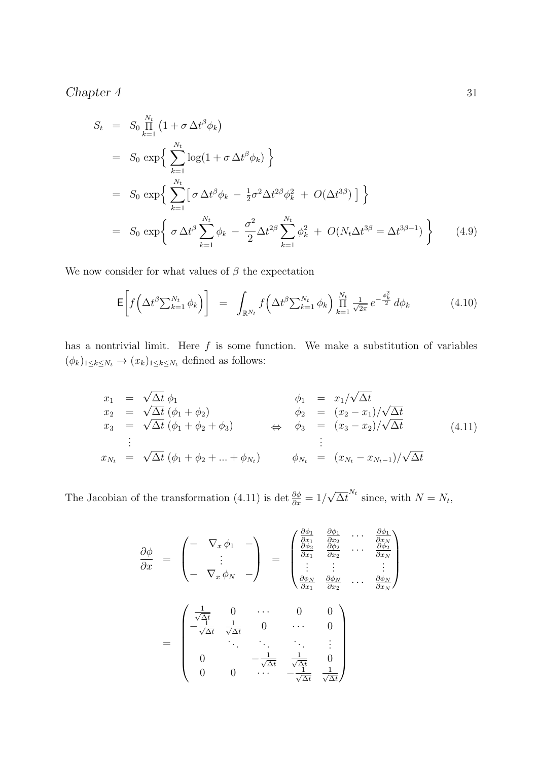$$
\begin{aligned}
S_t &= S_0 \prod_{k=1}^{N_t} \left(1 + \sigma\, \Delta t^{\beta} \phi_k\right) \\
&= S_0 \, \exp\Big\{ \sum_{k=1}^{N_t} \log(1 + \sigma\, \Delta t^{\beta} \phi_k) \Big\} \\
&= S_0 \, \exp\Big\{ \sum_{k=1}^{N_t} \big[\, \sigma\, \Delta t^{\beta} \phi_k \,-\, \tfrac{1}{2} \sigma^2 \Delta t^{2\beta} \phi_k^2 \,+\, O(\Delta t^{3\beta}) \,\big] \Big\} \\
&= S_0 \, \exp\bigg\{ \sigma\, \Delta t^{\beta} \sum_{k=1}^{N_t} \phi_k \,-\, \frac{\sigma^2}{2} \Delta t^{2\beta} \sum_{k=1}^{N_t} \phi_k^2 \,+\, O(N_t \Delta t^{3\beta} = \Delta t^{3\beta - 1}) \bigg\}
\end{aligned} \tag{4.9}
$$

We now consider for what values of $\beta$ the expectation

$$
\mathsf{E}\bigg[ f\Big( \Delta t^{\beta} \textstyle\sum_{k=1}^{N_t} \phi_k \Big) \bigg] \;=\; \displaystyle\int_{\mathbb{R}^{N_t}} f\Big( \Delta t^{\beta} \textstyle\sum_{k=1}^{N_t} \phi_k \Big) \displaystyle\prod_{k=1}^{N_t} \tfrac{1}{\sqrt{2\pi}} \, e^{-\frac{\phi_k^2}{2}} \, d\phi_k \tag{4.10}
$$

has a nontrivial limit. Here $f$ is some function. We make a substitution of variables $(\phi_k)_{1 \le k \le N_t} \to (x_k)_{1 \le k \le N_t}$ defined as follows:

$$
\begin{array}{rclcrcl}
x_1 &=& \sqrt{\Delta t}\; \phi_1 & & \phi_1 &=& x_1 / \sqrt{\Delta t} \\
x_2 &=& \sqrt{\Delta t}\; (\phi_1 + \phi_2) & & \phi_2 &=& (x_2 - x_1)/\sqrt{\Delta t} \\
x_3 &=& \sqrt{\Delta t}\; (\phi_1 + \phi_2 + \phi_3) & \Leftrightarrow & \phi_3 &=& (x_3 - x_2)/\sqrt{\Delta t} \\
\vdots & & & & \vdots & & \\
x_{N_t} &=& \sqrt{\Delta t}\; (\phi_1 + \phi_2 + ... + \phi_{N_t}) & & \phi_{N_t} &=& (x_{N_t} - x_{N_t - 1})/\sqrt{\Delta t}
\end{array} \tag{4.11}
$$

The Jacobian of the transformation (4.11) is $\det \frac{\partial \phi}{\partial x} = 1/\sqrt{\Delta t}^{N_t}$ since, with $N = N_t$,

$$
\begin{aligned}
\frac{\partial \phi}{\partial x} &= \begin{pmatrix} - & \nabla_x \phi_1 & - \\ & \vdots & \\ - & \nabla_x \phi_N & - \end{pmatrix} = \begin{pmatrix} \frac{\partial \phi_1}{\partial x_1} & \frac{\partial \phi_1}{\partial x_2} & \cdots & \frac{\partial \phi_1}{\partial x_N} \\ \frac{\partial \phi_2}{\partial x_1} & \frac{\partial \phi_2}{\partial x_2} & \cdots & \frac{\partial \phi_2}{\partial x_N} \\ \vdots & \vdots & & \vdots \\ \frac{\partial \phi_N}{\partial x_1} & \frac{\partial \phi_N}{\partial x_2} & \cdots & \frac{\partial \phi_N}{\partial x_N} \end{pmatrix} \\
&= \begin{pmatrix} \frac{1}{\sqrt{\Delta t}} & 0 & \cdots & 0 & 0 \\ -\frac{1}{\sqrt{\Delta t}} & \frac{1}{\sqrt{\Delta t}} & 0 & \cdots & 0 \\ & \ddots & \ddots & \ddots & \vdots \\ 0 & & -\frac{1}{\sqrt{\Delta t}} & \frac{1}{\sqrt{\Delta t}} & 0 \\ 0 & 0 & \cdots & -\frac{1}{\sqrt{\Delta t}} & \frac{1}{\sqrt{\Delta t}} \end{pmatrix}
\end{aligned}
$$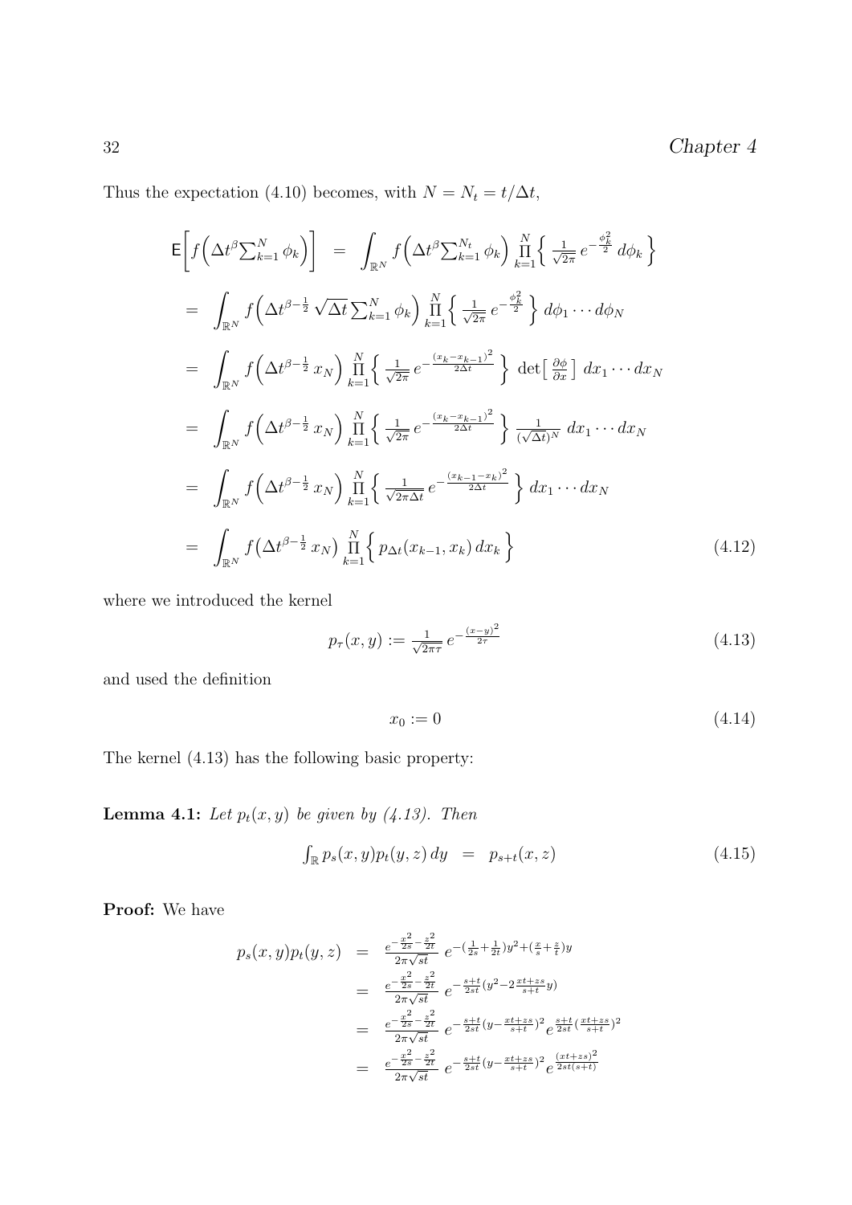Thus the expectation (4.10) becomes, with $N = N_t = t/\Delta t$,

$$
\begin{aligned}
\mathsf{E}\Big[f\Big(\Delta t^{\beta}\textstyle\sum_{k=1}^{N}\phi_k\Big)\Big] &= \displaystyle\int_{\mathbb{R}^N} f\Big(\Delta t^{\beta}\textstyle\sum_{k=1}^{N_t}\phi_k\Big)\prod_{k=1}^{N}\Big\{\frac{1}{\sqrt{2\pi}}\,e^{-\frac{\phi_k^2}{2}}\,d\phi_k\Big\} \\
&= \int_{\mathbb{R}^N} f\Big(\Delta t^{\beta-\frac{1}{2}}\sqrt{\Delta t}\textstyle\sum_{k=1}^{N}\phi_k\Big)\prod_{k=1}^{N}\Big\{\frac{1}{\sqrt{2\pi}}\,e^{-\frac{\phi_k^2}{2}}\Big\}\,d\phi_1\cdots d\phi_N \\
&= \int_{\mathbb{R}^N} f\Big(\Delta t^{\beta-\frac{1}{2}}\,x_N\Big)\prod_{k=1}^{N}\Big\{\frac{1}{\sqrt{2\pi}}\,e^{-\frac{(x_k-x_{k-1})^2}{2\Delta t}}\Big\}\,\det\big[\tfrac{\partial\phi}{\partial x}\big]\,dx_1\cdots dx_N \\
&= \int_{\mathbb{R}^N} f\Big(\Delta t^{\beta-\frac{1}{2}}\,x_N\Big)\prod_{k=1}^{N}\Big\{\frac{1}{\sqrt{2\pi}}\,e^{-\frac{(x_k-x_{k-1})^2}{2\Delta t}}\Big\}\,\frac{1}{(\sqrt{\Delta t})^N}\,dx_1\cdots dx_N \\
&= \int_{\mathbb{R}^N} f\Big(\Delta t^{\beta-\frac{1}{2}}\,x_N\Big)\prod_{k=1}^{N}\Big\{\frac{1}{\sqrt{2\pi\Delta t}}\,e^{-\frac{(x_{k-1}-x_k)^2}{2\Delta t}}\Big\}\,dx_1\cdots dx_N \\
&= \int_{\mathbb{R}^N} f\big(\Delta t^{\beta-\frac{1}{2}}\,x_N\big)\prod_{k=1}^{N}\Big\{p_{\Delta t}(x_{k-1},x_k)\,dx_k\Big\}
\end{aligned}
\tag{4.12}
$$

where we introduced the kernel

$$
p_\tau(x,y) := \frac{1}{\sqrt{2\pi\tau}}\,e^{-\frac{(x-y)^2}{2\tau}}
\tag{4.13}
$$

and used the definition

$$
x_0 := 0
\tag{4.14}
$$

The kernel (4.13) has the following basic property:

**Lemma 4.1:** *Let $p_t(x,y)$ be given by (4.13). Then*

$$
\int_{\mathbb{R}} p_s(x,y)p_t(y,z)\,dy \;=\; p_{s+t}(x,z)
\tag{4.15}
$$

**Proof:** We have

$$
\begin{aligned}
p_s(x,y)p_t(y,z) &= \frac{e^{-\frac{x^2}{2s}-\frac{z^2}{2t}}}{2\pi\sqrt{st}}\;e^{-(\frac{1}{2s}+\frac{1}{2t})y^2+(\frac{x}{s}+\frac{z}{t})y} \\
&= \frac{e^{-\frac{x^2}{2s}-\frac{z^2}{2t}}}{2\pi\sqrt{st}}\;e^{-\frac{s+t}{2st}(y^2-2\frac{xt+zs}{s+t}y)} \\
&= \frac{e^{-\frac{x^2}{2s}-\frac{z^2}{2t}}}{2\pi\sqrt{st}}\;e^{-\frac{s+t}{2st}(y-\frac{xt+zs}{s+t})^2}e^{\frac{s+t}{2st}(\frac{xt+zs}{s+t})^2} \\
&= \frac{e^{-\frac{x^2}{2s}-\frac{z^2}{2t}}}{2\pi\sqrt{st}}\;e^{-\frac{s+t}{2st}(y-\frac{xt+zs}{s+t})^2}e^{\frac{(xt+zs)^2}{2st(s+t)}}
\end{aligned}
$$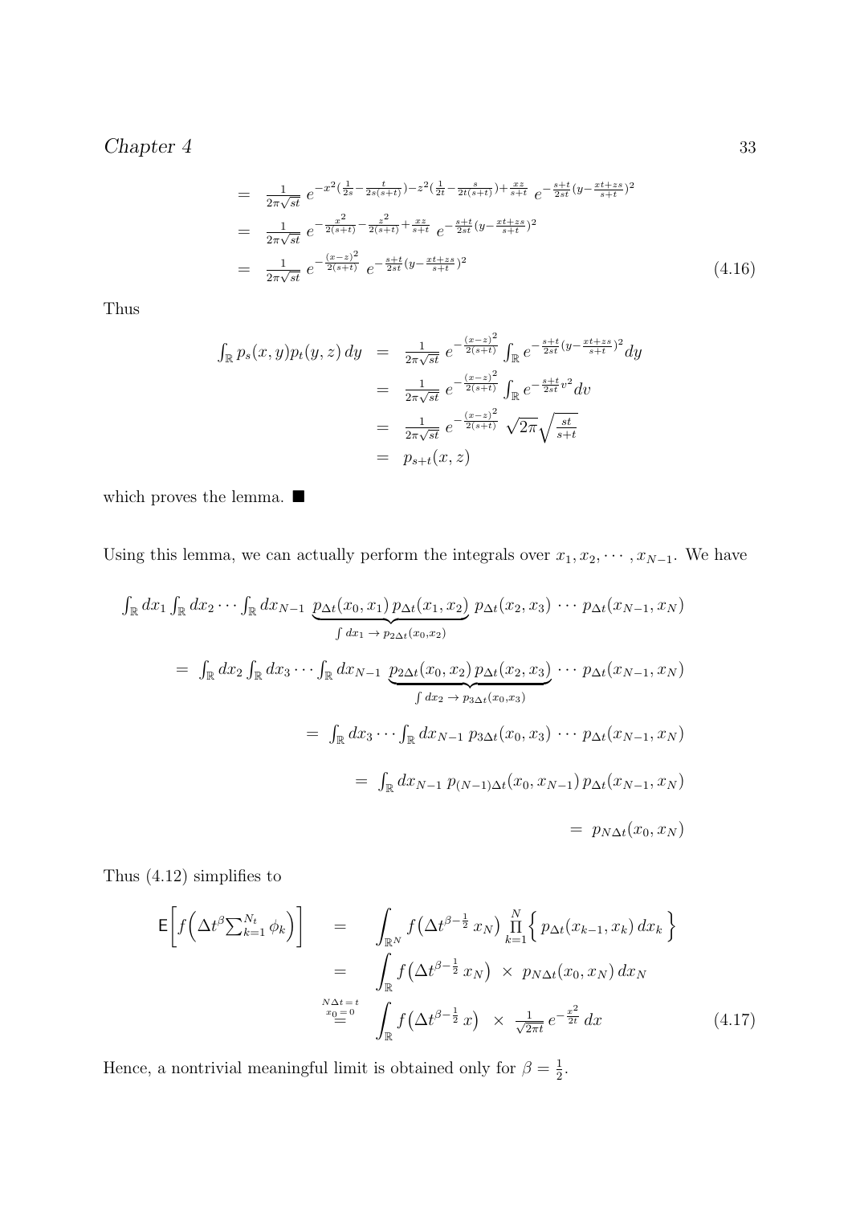$$
\begin{aligned}
&= \frac{1}{2\pi\sqrt{st}}\; e^{-x^2(\frac{1}{2s}-\frac{t}{2s(s+t)})-z^2(\frac{1}{2t}-\frac{s}{2t(s+t)})+\frac{xz}{s+t}}\; e^{-\frac{s+t}{2st}(y-\frac{xt+zs}{s+t})^2} \\
&= \frac{1}{2\pi\sqrt{st}}\; e^{-\frac{x^2}{2(s+t)}-\frac{z^2}{2(s+t)}+\frac{xz}{s+t}}\; e^{-\frac{s+t}{2st}(y-\frac{xt+zs}{s+t})^2} \\
&= \frac{1}{2\pi\sqrt{st}}\; e^{-\frac{(x-z)^2}{2(s+t)}}\; e^{-\frac{s+t}{2st}(y-\frac{xt+zs}{s+t})^2} \qquad (4.16)
\end{aligned}
$$

Thus

$$
\begin{aligned}
\int_{\mathbb{R}} p_s(x,y)p_t(y,z)\,dy &= \frac{1}{2\pi\sqrt{st}}\; e^{-\frac{(x-z)^2}{2(s+t)}} \int_{\mathbb{R}} e^{-\frac{s+t}{2st}(y-\frac{xt+zs}{s+t})^2} dy \\
&= \frac{1}{2\pi\sqrt{st}}\; e^{-\frac{(x-z)^2}{2(s+t)}} \int_{\mathbb{R}} e^{-\frac{s+t}{2st}v^2} dv \\
&= \frac{1}{2\pi\sqrt{st}}\; e^{-\frac{(x-z)^2}{2(s+t)}}\; \sqrt{2\pi}\sqrt{\frac{st}{s+t}} \\
&= p_{s+t}(x,z)
\end{aligned}
$$

which proves the lemma. ■

Using this lemma, we can actually perform the integrals over $x_1, x_2, \cdots, x_{N-1}$. We have

$$
\begin{aligned}
&\int_{\mathbb{R}} dx_1 \int_{\mathbb{R}} dx_2 \cdots \int_{\mathbb{R}} dx_{N-1}\; \underbrace{p_{\Delta t}(x_0,x_1)\, p_{\Delta t}(x_1,x_2)}_{\int dx_1 \,\to\, p_{2\Delta t}(x_0,x_2)}\; p_{\Delta t}(x_2,x_3)\; \cdots\; p_{\Delta t}(x_{N-1},x_N) \\
&= \int_{\mathbb{R}} dx_2 \int_{\mathbb{R}} dx_3 \cdots \int_{\mathbb{R}} dx_{N-1}\; \underbrace{p_{2\Delta t}(x_0,x_2)\, p_{\Delta t}(x_2,x_3)}_{\int dx_2 \,\to\, p_{3\Delta t}(x_0,x_3)}\; \cdots\; p_{\Delta t}(x_{N-1},x_N) \\
&= \int_{\mathbb{R}} dx_3 \cdots \int_{\mathbb{R}} dx_{N-1}\; p_{3\Delta t}(x_0,x_3)\; \cdots\; p_{\Delta t}(x_{N-1},x_N) \\
&= \int_{\mathbb{R}} dx_{N-1}\; p_{(N-1)\Delta t}(x_0,x_{N-1})\, p_{\Delta t}(x_{N-1},x_N) \\
&= p_{N\Delta t}(x_0,x_N)
\end{aligned}
$$

Thus (4.12) simplifies to

$$
\begin{aligned}
\mathsf{E}\Big[f\Big(\Delta t^{\beta} \textstyle\sum_{k=1}^{N_t}\phi_k\Big)\Big] &= \int_{\mathbb{R}^N} f\big(\Delta t^{\beta-\frac{1}{2}}\, x_N\big) \prod_{k=1}^{N} \Big\{\, p_{\Delta t}(x_{k-1},x_k)\, dx_k \,\Big\} \\
&= \int_{\mathbb{R}} f\big(\Delta t^{\beta-\frac{1}{2}}\, x_N\big) \;\times\; p_{N\Delta t}(x_0,x_N)\, dx_N \\
&\overset{\substack{N\Delta t = t \\ x_0 = 0}}{=} \int_{\mathbb{R}} f\big(\Delta t^{\beta-\frac{1}{2}}\, x\big) \;\times\; \frac{1}{\sqrt{2\pi t}}\, e^{-\frac{x^2}{2t}}\, dx \qquad (4.17)
\end{aligned}
$$

Hence, a nontrivial meaningful limit is obtained only for $\beta = \frac{1}{2}$.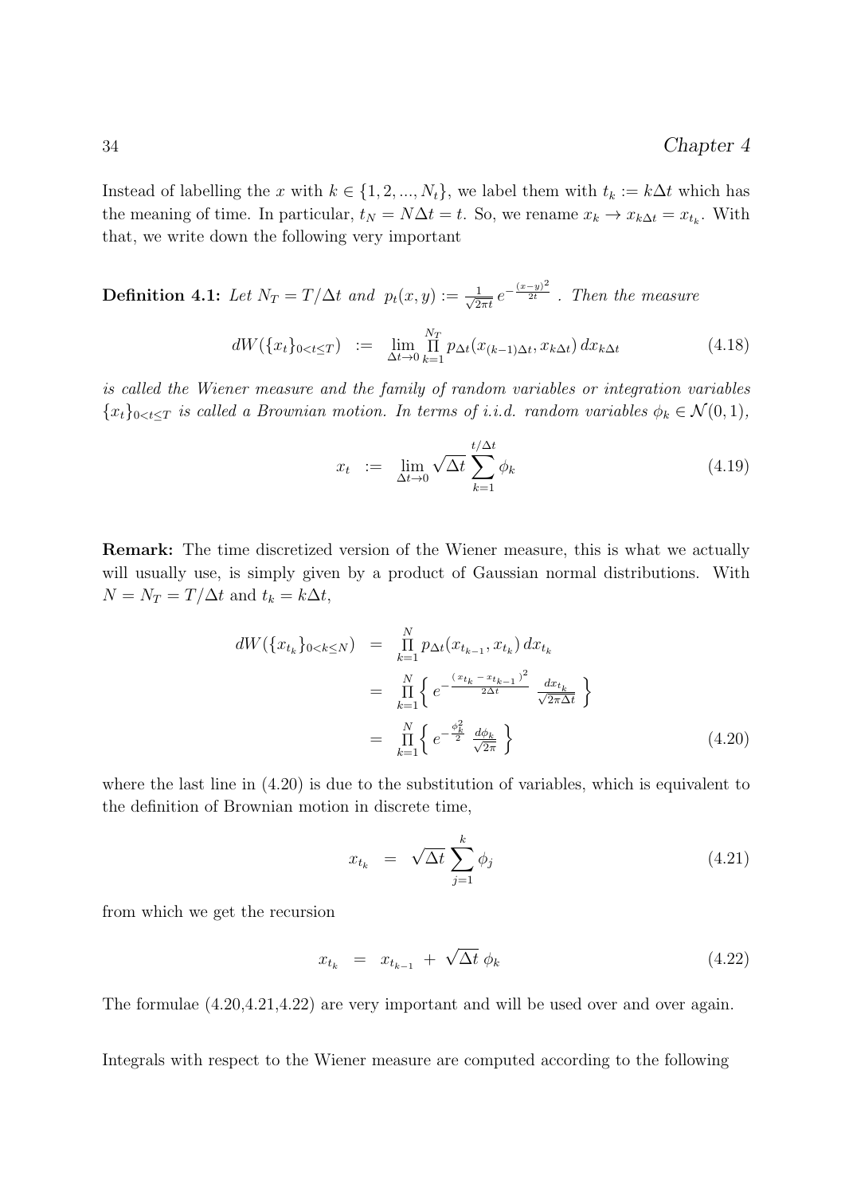Instead of labelling the $x$ with $k \in \{1, 2, ..., N_t\}$, we label them with $t_k := k\Delta t$ which has the meaning of time. In particular, $t_N = N\Delta t = t$. So, we rename $x_k \to x_{k\Delta t} = x_{t_k}$. With that, we write down the following very important

**Definition 4.1:** *Let $N_T = T/\Delta t$ and $p_t(x, y) := \frac{1}{\sqrt{2\pi t}}\, e^{-\frac{(x-y)^2}{2t}}$ . Then the measure*

$$dW(\{x_t\}_{0<t\leq T}) \;\; := \;\; \lim_{\Delta t \to 0} \prod_{k=1}^{N_T} p_{\Delta t}(x_{(k-1)\Delta t}, x_{k\Delta t})\, dx_{k\Delta t} \tag{4.18}$$

*is called the Wiener measure and the family of random variables or integration variables $\{x_t\}_{0<t\leq T}$ is called a Brownian motion. In terms of i.i.d. random variables $\phi_k \in \mathcal{N}(0, 1)$,*

$$x_t \;\; := \;\; \lim_{\Delta t \to 0} \sqrt{\Delta t} \sum_{k=1}^{t/\Delta t} \phi_k \tag{4.19}$$

**Remark:** The time discretized version of the Wiener measure, this is what we actually will usually use, is simply given by a product of Gaussian normal distributions. With $N = N_T = T/\Delta t$ and $t_k = k\Delta t$,

$$\begin{aligned} dW(\{x_{t_k}\}_{0<k\leq N}) \;\; &= \;\; \prod_{k=1}^{N} p_{\Delta t}(x_{t_{k-1}}, x_{t_k})\, dx_{t_k} \\ &= \;\; \prod_{k=1}^{N} \Big\{ \, e^{-\frac{(x_{t_k} - x_{t_{k-1}})^2}{2\Delta t}} \; \frac{dx_{t_k}}{\sqrt{2\pi\Delta t}} \, \Big\} \\ &= \;\; \prod_{k=1}^{N} \Big\{ \, e^{-\frac{\phi_k^2}{2}} \; \frac{d\phi_k}{\sqrt{2\pi}} \, \Big\} \end{aligned} \tag{4.20}$$

where the last line in (4.20) is due to the substitution of variables, which is equivalent to the definition of Brownian motion in discrete time,

$$x_{t_k} \;\; = \;\; \sqrt{\Delta t} \sum_{j=1}^{k} \phi_j \tag{4.21}$$

from which we get the recursion

$$x_{t_k} \;\; = \;\; x_{t_{k-1}} \; + \; \sqrt{\Delta t}\; \phi_k \tag{4.22}$$

The formulae (4.20,4.21,4.22) are very important and will be used over and over again.

Integrals with respect to the Wiener measure are computed according to the following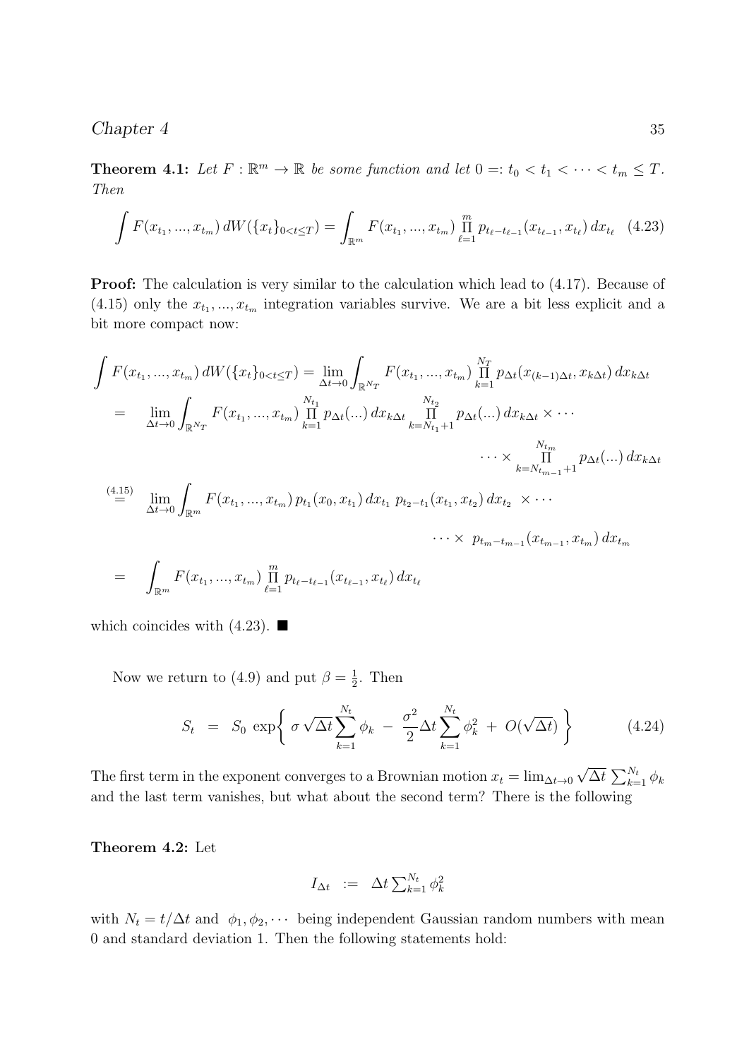**Theorem 4.1:** *Let $F : \mathbb{R}^m \to \mathbb{R}$ be some function and let $0 =: t_0 < t_1 < \cdots < t_m \leq T$. Then*

$$\int F(x_{t_1}, ..., x_{t_m}) \, dW(\{x_t\}_{0<t\leq T}) = \int_{\mathbb{R}^m} F(x_{t_1}, ..., x_{t_m}) \prod_{\ell=1}^{m} p_{t_\ell - t_{\ell-1}}(x_{t_{\ell-1}}, x_{t_\ell}) \, dx_{t_\ell} \tag{4.23}$$

**Proof:** The calculation is very similar to the calculation which lead to (4.17). Because of (4.15) only the $x_{t_1}, ..., x_{t_m}$ integration variables survive. We are a bit less explicit and a bit more compact now:

$$\begin{aligned}
\int F(x_{t_1}, ..., x_{t_m}) \, dW(\{x_t\}_{0<t\leq T}) &= \lim_{\Delta t \to 0} \int_{\mathbb{R}^{N_T}} F(x_{t_1}, ..., x_{t_m}) \prod_{k=1}^{N_T} p_{\Delta t}(x_{(k-1)\Delta t}, x_{k\Delta t}) \, dx_{k\Delta t} \\
&= \lim_{\Delta t \to 0} \int_{\mathbb{R}^{N_T}} F(x_{t_1}, ..., x_{t_m}) \prod_{k=1}^{N_{t_1}} p_{\Delta t}(...) \, dx_{k\Delta t} \prod_{k=N_{t_1}+1}^{N_{t_2}} p_{\Delta t}(...) \, dx_{k\Delta t} \times \cdots \\
&\qquad \cdots \times \prod_{k=N_{t_{m-1}}+1}^{N_{t_m}} p_{\Delta t}(...) \, dx_{k\Delta t} \\
&\overset{(4.15)}{=} \lim_{\Delta t \to 0} \int_{\mathbb{R}^m} F(x_{t_1}, ..., x_{t_m}) \, p_{t_1}(x_0, x_{t_1}) \, dx_{t_1} \; p_{t_2 - t_1}(x_{t_1}, x_{t_2}) \, dx_{t_2} \; \times \cdots \\
&\qquad \cdots \times \; p_{t_m - t_{m-1}}(x_{t_{m-1}}, x_{t_m}) \, dx_{t_m} \\
&= \int_{\mathbb{R}^m} F(x_{t_1}, ..., x_{t_m}) \prod_{\ell=1}^{m} p_{t_\ell - t_{\ell-1}}(x_{t_{\ell-1}}, x_{t_\ell}) \, dx_{t_\ell}
\end{aligned}$$

which coincides with (4.23). ∎

Now we return to (4.9) and put $\beta = \frac{1}{2}$. Then

$$S_t \;=\; S_0 \, \exp\left\{ \sigma \sqrt{\Delta t} \sum_{k=1}^{N_t} \phi_k \;-\; \frac{\sigma^2}{2} \Delta t \sum_{k=1}^{N_t} \phi_k^2 \;+\; O(\sqrt{\Delta t}) \right\} \tag{4.24}$$

The first term in the exponent converges to a Brownian motion $x_t = \lim_{\Delta t \to 0} \sqrt{\Delta t} \sum_{k=1}^{N_t} \phi_k$ and the last term vanishes, but what about the second term? There is the following

**Theorem 4.2:** Let

$$I_{\Delta t} \;:=\; \Delta t \sum_{k=1}^{N_t} \phi_k^2$$

with $N_t = t/\Delta t$ and $\phi_1, \phi_2, \cdots$ being independent Gaussian random numbers with mean 0 and standard deviation 1. Then the following statements hold: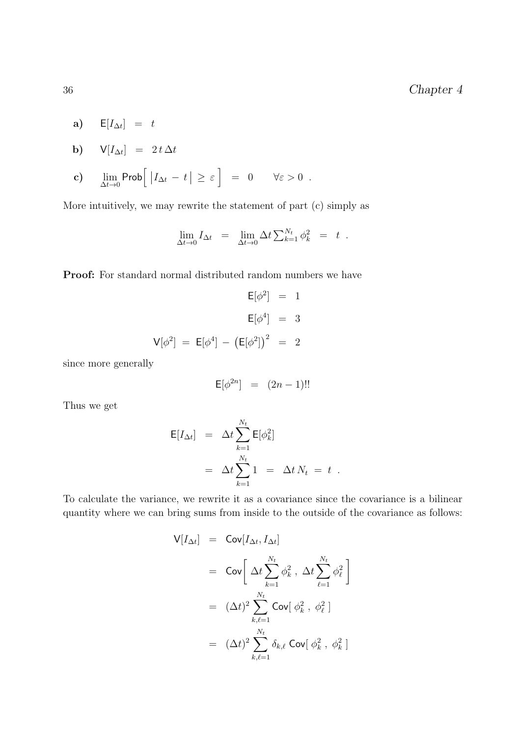**a)** $\mathsf{E}[I_{\Delta t}] \;=\; t$

**b)** $\mathsf{V}[I_{\Delta t}] \;=\; 2\,t\,\Delta t$

**c)** $\lim\limits_{\Delta t \to 0} \mathsf{Prob}\Big[\, \big|I_{\Delta t} \,-\, t\big| \,\geq\, \varepsilon \,\Big] \;=\; 0 \qquad \forall \varepsilon > 0 \;.$

More intuitively, we may rewrite the statement of part (c) simply as

$$\lim_{\Delta t \to 0} I_{\Delta t} \;=\; \lim_{\Delta t \to 0} \Delta t \textstyle\sum_{k=1}^{N_t} \phi_k^2 \;=\; t \;.$$

**Proof:** For standard normal distributed random numbers we have

$$\begin{aligned} \mathsf{E}[\phi^2] &= 1 \\ \mathsf{E}[\phi^4] &= 3 \\ \mathsf{V}[\phi^2] \;=\; \mathsf{E}[\phi^4] \,-\, \big(\mathsf{E}[\phi^2]\big)^2 &= 2 \end{aligned}$$

since more generally

$$\mathsf{E}[\phi^{2n}] \;=\; (2n-1)!!$$

Thus we get

$$\begin{aligned} \mathsf{E}[I_{\Delta t}] &= \Delta t \sum_{k=1}^{N_t} \mathsf{E}[\phi_k^2] \\ &= \Delta t \sum_{k=1}^{N_t} 1 \;=\; \Delta t \, N_t \;=\; t \;. \end{aligned}$$

To calculate the variance, we rewrite it as a covariance since the covariance is a bilinear quantity where we can bring sums from inside to the outside of the covariance as follows:

$$\begin{aligned} \mathsf{V}[I_{\Delta t}] &= \mathsf{Cov}[I_{\Delta t}, I_{\Delta t}] \\ &= \mathsf{Cov}\bigg[\, \Delta t \sum_{k=1}^{N_t} \phi_k^2 \,,\; \Delta t \sum_{\ell=1}^{N_t} \phi_\ell^2 \,\bigg] \\ &= (\Delta t)^2 \sum_{k,\ell=1}^{N_t} \mathsf{Cov}[\; \phi_k^2 \;,\; \phi_\ell^2 \;] \\ &= (\Delta t)^2 \sum_{k,\ell=1}^{N_t} \delta_{k,\ell} \, \mathsf{Cov}[\; \phi_k^2 \;,\; \phi_k^2 \;] \end{aligned}$$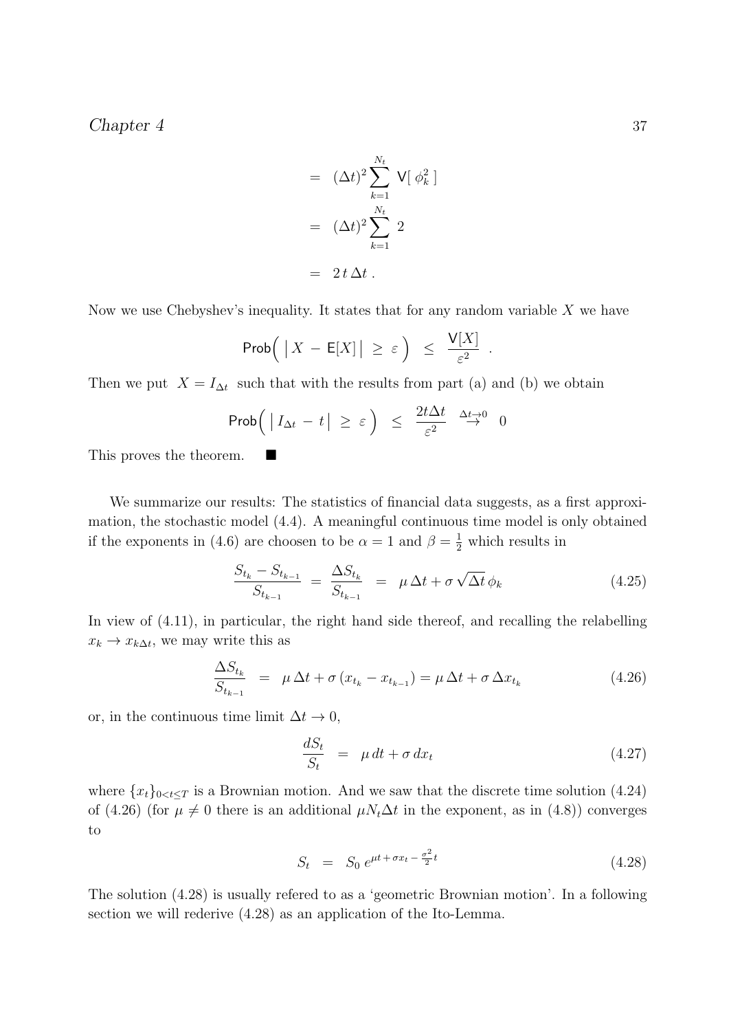$$
\begin{aligned}
&= (\Delta t)^2 \sum_{k=1}^{N_t} \mathsf{V}[\,\phi_k^2\,] \\
&= (\Delta t)^2 \sum_{k=1}^{N_t} 2 \\
&= 2\,t\,\Delta t\,.
\end{aligned}
$$

Now we use Chebyshev's inequality. It states that for any random variable $X$ we have

$$
\mathsf{Prob}\Big(\,\big|\,X \,-\, \mathsf{E}[X]\,\big| \,\geq\, \varepsilon\,\Big) \;\leq\; \frac{\mathsf{V}[X]}{\varepsilon^2}\;.
$$

Then we put $X = I_{\Delta t}$ such that with the results from part (a) and (b) we obtain

$$
\mathsf{Prob}\Big(\,\big|\,I_{\Delta t} \,-\, t\,\big| \,\geq\, \varepsilon\,\Big) \;\leq\; \frac{2t\Delta t}{\varepsilon^2} \;\stackrel{\Delta t \to 0}{\to}\; 0
$$

This proves the theorem. ■

We summarize our results: The statistics of financial data suggests, as a first approximation, the stochastic model (4.4). A meaningful continuous time model is only obtained if the exponents in (4.6) are choosen to be $\alpha = 1$ and $\beta = \frac{1}{2}$ which results in

$$
\frac{S_{t_k} - S_{t_{k-1}}}{S_{t_{k-1}}} \;=\; \frac{\Delta S_{t_k}}{S_{t_{k-1}}} \;=\; \mu\,\Delta t + \sigma\,\sqrt{\Delta t}\,\phi_k \tag{4.25}
$$

In view of (4.11), in particular, the right hand side thereof, and recalling the relabelling $x_k \to x_{k\Delta t}$, we may write this as

$$
\frac{\Delta S_{t_k}}{S_{t_{k-1}}} \;=\; \mu\,\Delta t + \sigma\,(x_{t_k} - x_{t_{k-1}}) = \mu\,\Delta t + \sigma\,\Delta x_{t_k} \tag{4.26}
$$

or, in the continuous time limit $\Delta t \to 0$,

$$
\frac{dS_t}{S_t} \;=\; \mu\,dt + \sigma\,dx_t \tag{4.27}
$$

where $\{x_t\}_{0<t\leq T}$ is a Brownian motion. And we saw that the discrete time solution (4.24) of (4.26) (for $\mu \neq 0$ there is an additional $\mu N_t \Delta t$ in the exponent, as in (4.8)) converges to

$$
S_t \;=\; S_0\, e^{\mu t + \sigma x_t - \frac{\sigma^2}{2}t} \tag{4.28}
$$

The solution (4.28) is usually refered to as a 'geometric Brownian motion'. In a following section we will rederive (4.28) as an application of the Ito-Lemma.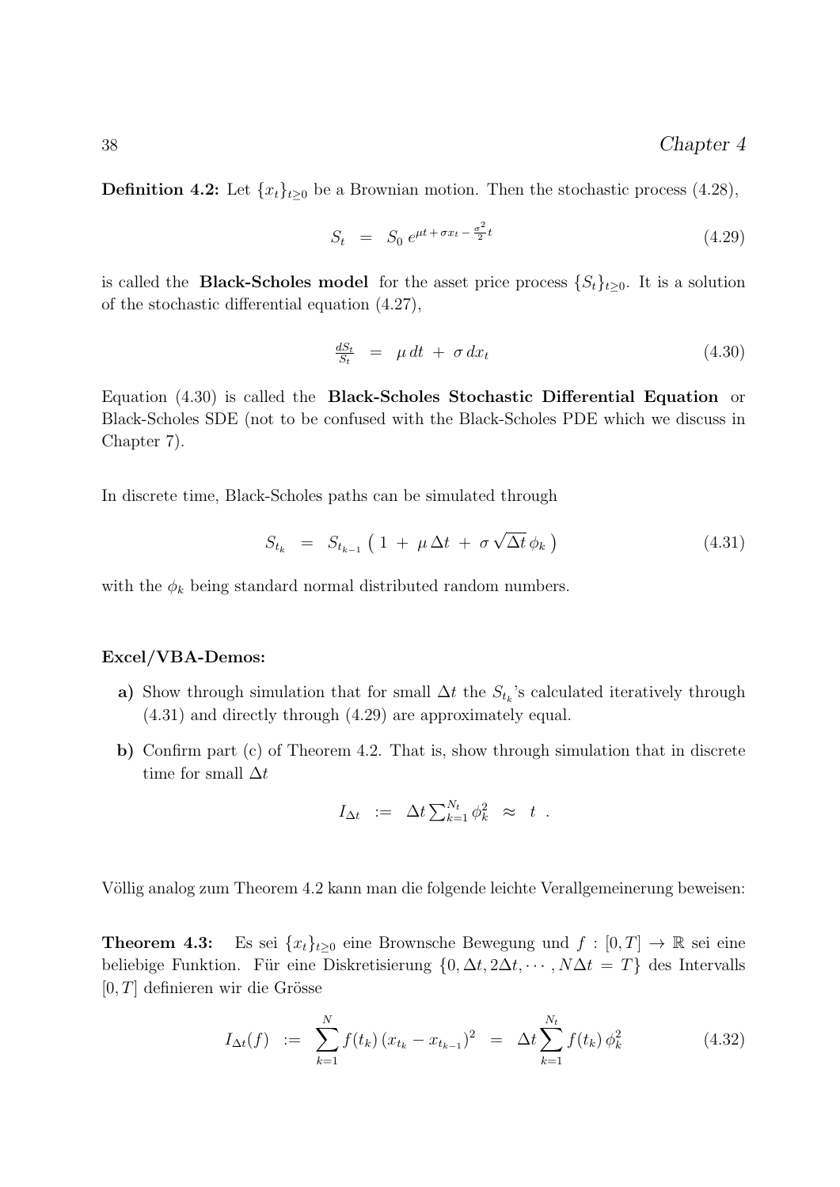**Definition 4.2:** Let $\{x_t\}_{t\geq 0}$ be a Brownian motion. Then the stochastic process (4.28),

$$S_t \;=\; S_0\, e^{\mu t + \sigma x_t - \frac{\sigma^2}{2} t} \tag{4.29}$$

is called the **Black-Scholes model** for the asset price process $\{S_t\}_{t\geq 0}$. It is a solution of the stochastic differential equation (4.27),

$$\tfrac{dS_t}{S_t} \;=\; \mu\, dt \;+\; \sigma\, dx_t \tag{4.30}$$

Equation (4.30) is called the **Black-Scholes Stochastic Differential Equation** or Black-Scholes SDE (not to be confused with the Black-Scholes PDE which we discuss in Chapter 7).

In discrete time, Black-Scholes paths can be simulated through

$$S_{t_k} \;=\; S_{t_{k-1}} \left( 1 \;+\; \mu\,\Delta t \;+\; \sigma \sqrt{\Delta t}\, \phi_k \right) \tag{4.31}$$

with the $\phi_k$ being standard normal distributed random numbers.

**Excel/VBA-Demos:**

**a)** Show through simulation that for small $\Delta t$ the $S_{t_k}$'s calculated iteratively through (4.31) and directly through (4.29) are approximately equal.

**b)** Confirm part (c) of Theorem 4.2. That is, show through simulation that in discrete time for small $\Delta t$

$$I_{\Delta t} \;:=\; \Delta t \textstyle\sum_{k=1}^{N_t} \phi_k^2 \;\approx\; t \;.$$

Völlig analog zum Theorem 4.2 kann man die folgende leichte Verallgemeinerung beweisen:

**Theorem 4.3:** Es sei $\{x_t\}_{t\geq 0}$ eine Brownsche Bewegung und $f : [0,T] \to \mathbb{R}$ sei eine beliebige Funktion. Für eine Diskretisierung $\{0, \Delta t, 2\Delta t, \cdots, N\Delta t = T\}$ des Intervalls $[0,T]$ definieren wir die Grösse

$$I_{\Delta t}(f) \;:=\; \sum_{k=1}^{N} f(t_k)\,(x_{t_k} - x_{t_{k-1}})^2 \;=\; \Delta t \sum_{k=1}^{N_t} f(t_k)\, \phi_k^2 \tag{4.32}$$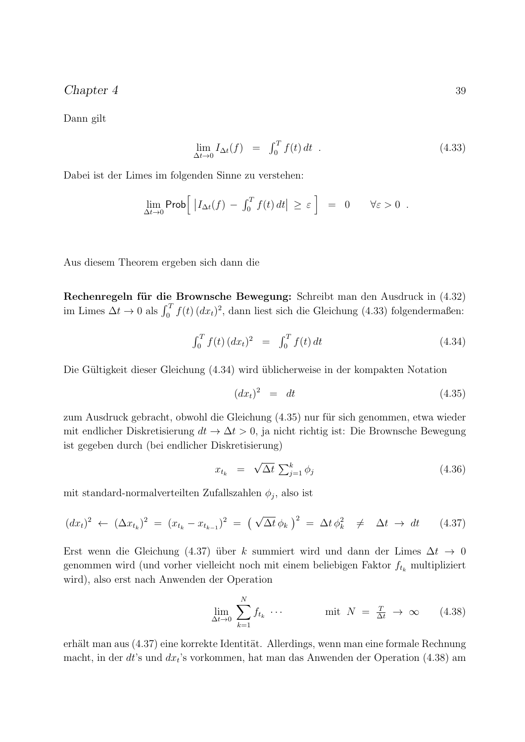Dann gilt

$$\lim_{\Delta t \to 0} I_{\Delta t}(f) \;\; = \;\; \int_0^T f(t)\, dt \;\; . \tag{4.33}$$

Dabei ist der Limes im folgenden Sinne zu verstehen:

$$\lim_{\Delta t \to 0} \mathsf{Prob}\Big[ \; \big| I_{\Delta t}(f) \, - \, \int_0^T f(t)\, dt \big| \; \geq \; \varepsilon \; \Big] \;\; = \;\; 0 \qquad \forall \varepsilon > 0 \;\; .$$

Aus diesem Theorem ergeben sich dann die

**Rechenregeln für die Brownsche Bewegung:** Schreibt man den Ausdruck in (4.32) im Limes $\Delta t \to 0$ als $\int_0^T f(t)\,(dx_t)^2$, dann liest sich die Gleichung (4.33) folgendermaßen:

$$\int_0^T f(t)\,(dx_t)^2 \;\; = \;\; \int_0^T f(t)\, dt \tag{4.34}$$

Die Gültigkeit dieser Gleichung (4.34) wird üblicherweise in der kompakten Notation

$$(dx_t)^2 \;\; = \;\; dt \tag{4.35}$$

zum Ausdruck gebracht, obwohl die Gleichung (4.35) nur für sich genommen, etwa wieder mit endlicher Diskretisierung $dt \to \Delta t > 0$, ja nicht richtig ist: Die Brownsche Bewegung ist gegeben durch (bei endlicher Diskretisierung)

$$x_{t_k} \;\; = \;\; \sqrt{\Delta t}\, \sum_{j=1}^{k} \phi_j \tag{4.36}$$

mit standard-normalverteilten Zufallszahlen $\phi_j$, also ist

$$(dx_t)^2 \;\leftarrow\; (\Delta x_{t_k})^2 \;=\; (x_{t_k} - x_{t_{k-1}})^2 \;=\; \big(\sqrt{\Delta t}\,\phi_k\big)^2 \;=\; \Delta t\, \phi_k^2 \;\;\neq\;\; \Delta t \;\to\; dt \tag{4.37}$$

Erst wenn die Gleichung (4.37) über $k$ summiert wird und dann der Limes $\Delta t \to 0$ genommen wird (und vorher vielleicht noch mit einem beliebigen Faktor $f_{t_k}$ multipliziert wird), also erst nach Anwenden der Operation

$$\lim_{\Delta t \to 0} \sum_{k=1}^{N} f_{t_k} \; \cdots \qquad\qquad \text{mit } \; N \; = \; \tfrac{T}{\Delta t} \; \to \; \infty \tag{4.38}$$

erhält man aus (4.37) eine korrekte Identität. Allerdings, wenn man eine formale Rechnung macht, in der $dt$'s und $dx_t$'s vorkommen, hat man das Anwenden der Operation (4.38) am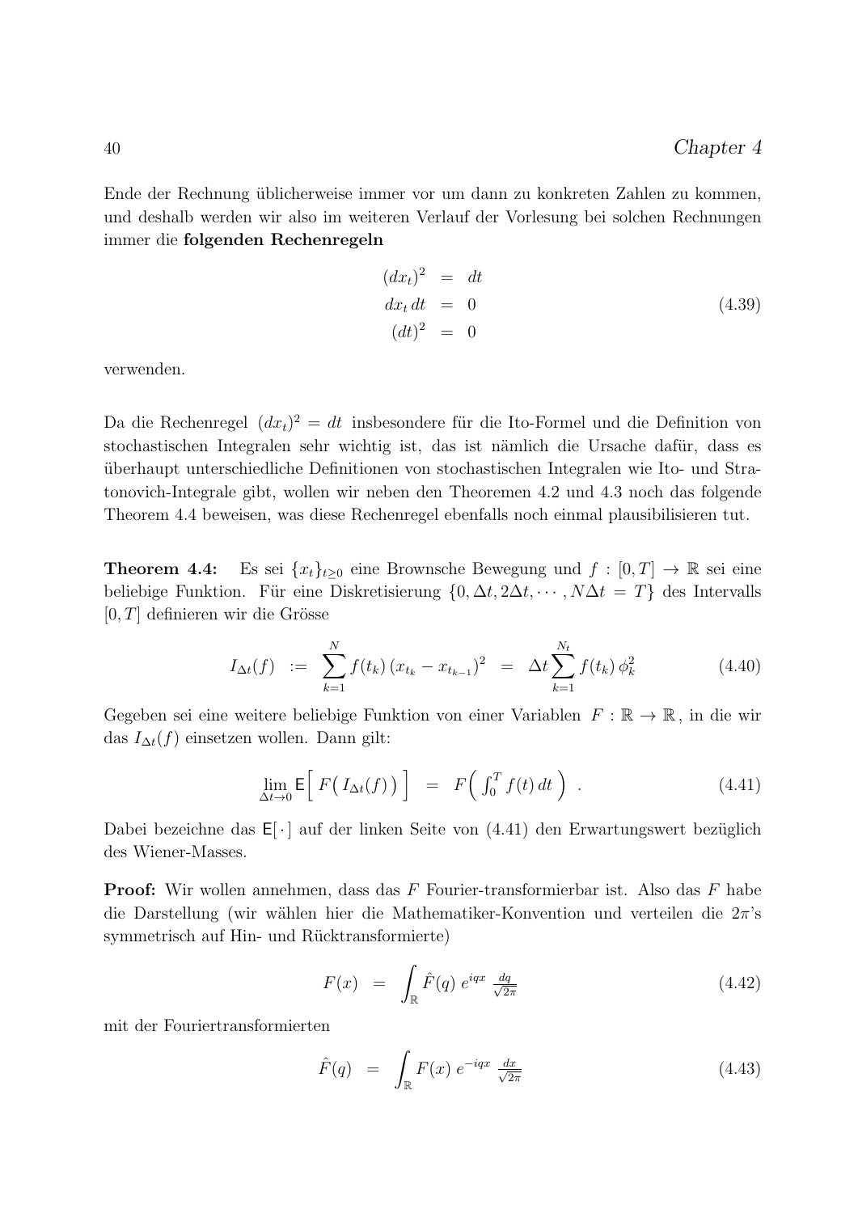Ende der Rechnung üblicherweise immer vor um dann zu konkreten Zahlen zu kommen, und deshalb werden wir also im weiteren Verlauf der Vorlesung bei solchen Rechnungen immer die **folgenden Rechenregeln**

$$
\begin{aligned}
(dx_t)^2 &= dt \\
dx_t\, dt &= 0 \\
(dt)^2 &= 0
\end{aligned}
\tag{4.39}
$$

verwenden.

Da die Rechenregel $(dx_t)^2 = dt$ insbesondere für die Ito-Formel und die Definition von stochastischen Integralen sehr wichtig ist, das ist nämlich die Ursache dafür, dass es überhaupt unterschiedliche Definitionen von stochastischen Integralen wie Ito- und Stratonovich-Integrale gibt, wollen wir neben den Theoremen 4.2 und 4.3 noch das folgende Theorem 4.4 beweisen, was diese Rechenregel ebenfalls noch einmal plausibilisieren tut.

**Theorem 4.4:** Es sei $\{x_t\}_{t\geq 0}$ eine Brownsche Bewegung und $f : [0,T] \to \mathbb{R}$ sei eine beliebige Funktion. Für eine Diskretisierung $\{0, \Delta t, 2\Delta t, \cdots, N\Delta t = T\}$ des Intervalls $[0,T]$ definieren wir die Grösse

$$
I_{\Delta t}(f) \;:=\; \sum_{k=1}^{N} f(t_k)\,(x_{t_k} - x_{t_{k-1}})^2 \;=\; \Delta t \sum_{k=1}^{N_t} f(t_k)\,\phi_k^2 \tag{4.40}
$$

Gegeben sei eine weitere beliebige Funktion von einer Variablen $F : \mathbb{R} \to \mathbb{R}$, in die wir das $I_{\Delta t}(f)$ einsetzen wollen. Dann gilt:

$$
\lim_{\Delta t \to 0} \mathsf{E}\Big[\, F\big(\, I_{\Delta t}(f)\,\big)\,\Big] \;=\; F\Big(\, \textstyle\int_0^T f(t)\, dt\,\Big)\ . \tag{4.41}
$$

Dabei bezeichne das $\mathsf{E}[\,\cdot\,]$ auf der linken Seite von (4.41) den Erwartungswert bezüglich des Wiener-Masses.

**Proof:** Wir wollen annehmen, dass das $F$ Fourier-transformierbar ist. Also das $F$ habe die Darstellung (wir wählen hier die Mathematiker-Konvention und verteilen die $2\pi$'s symmetrisch auf Hin- und Rücktransformierte)

$$
F(x) \;=\; \int_{\mathbb{R}} \hat{F}(q)\, e^{iqx}\, \tfrac{dq}{\sqrt{2\pi}} \tag{4.42}
$$

mit der Fouriertransformierten

$$
\hat{F}(q) \;=\; \int_{\mathbb{R}} F(x)\, e^{-iqx}\, \tfrac{dx}{\sqrt{2\pi}} \tag{4.43}
$$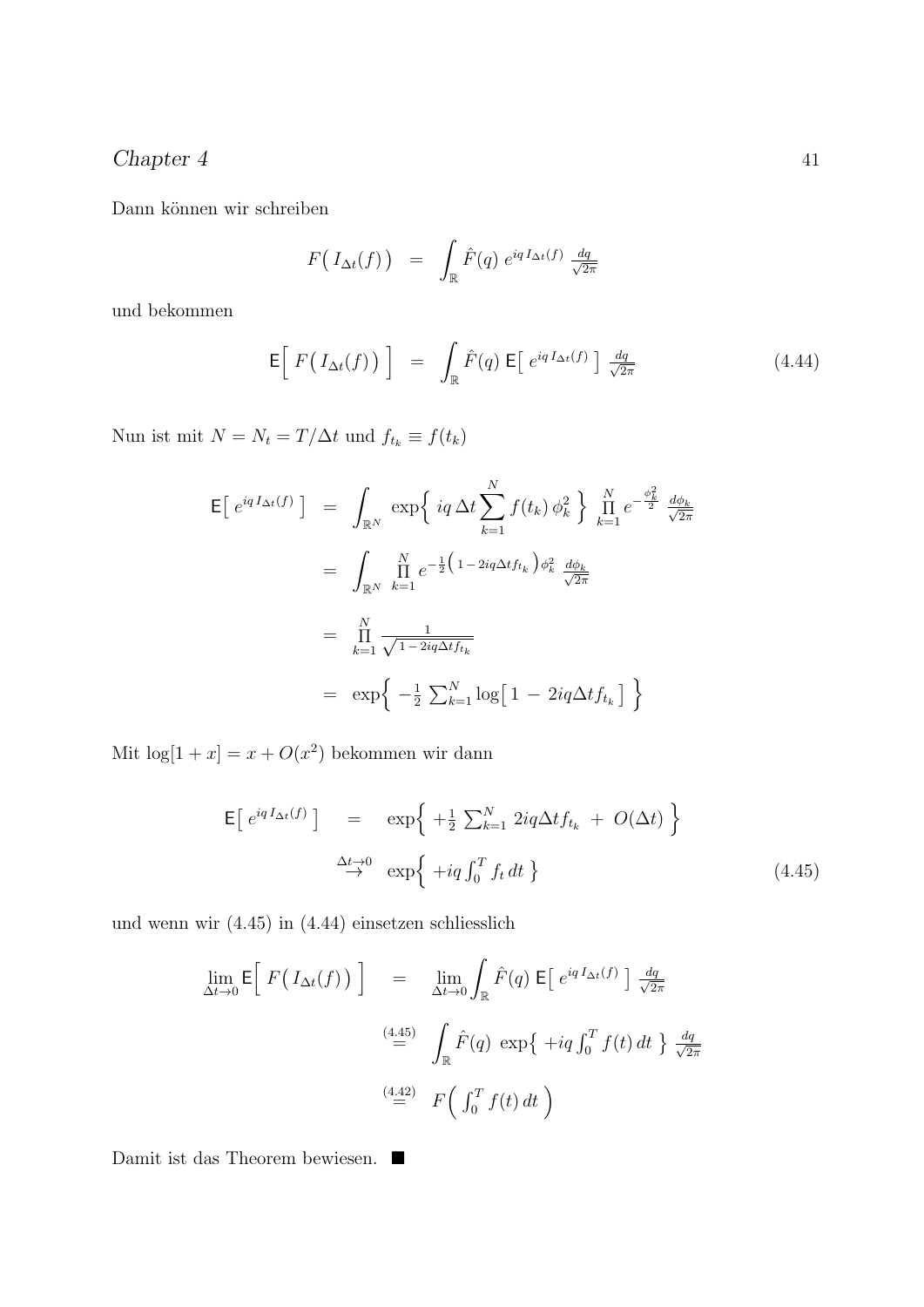Dann können wir schreiben

$$F\big(\, I_{\Delta t}(f)\,\big) \;\;=\;\; \int_{\mathbb{R}} \hat{F}(q)\; e^{iq\, I_{\Delta t}(f)}\; \tfrac{dq}{\sqrt{2\pi}}$$

und bekommen

$$\mathsf{E}\Big[\; F\big(\, I_{\Delta t}(f)\,\big)\;\Big] \;\;=\;\; \int_{\mathbb{R}} \hat{F}(q)\; \mathsf{E}\big[\; e^{iq\, I_{\Delta t}(f)}\;\big]\; \tfrac{dq}{\sqrt{2\pi}} \tag{4.44}$$

Nun ist mit $N = N_t = T/\Delta t$ und $f_{t_k} \equiv f(t_k)$

$$\begin{aligned}
\mathsf{E}\big[\; e^{iq\, I_{\Delta t}(f)}\;\big] \;\;&=\;\; \int_{\mathbb{R}^N} \exp\Big\{\; iq\, \Delta t \sum_{k=1}^{N} f(t_k)\, \phi_k^2 \;\Big\}\; \prod_{k=1}^{N} e^{-\frac{\phi_k^2}{2}}\; \tfrac{d\phi_k}{\sqrt{2\pi}} \\
&=\;\; \int_{\mathbb{R}^N} \prod_{k=1}^{N} e^{-\frac{1}{2}\left(\,1\,-\,2iq\Delta t f_{t_k}\right)\phi_k^2}\; \tfrac{d\phi_k}{\sqrt{2\pi}} \\
&=\;\; \prod_{k=1}^{N} \tfrac{1}{\sqrt{1\,-\,2iq\Delta t f_{t_k}}} \\
&=\;\; \exp\Big\{\; -\tfrac{1}{2}\, \textstyle\sum_{k=1}^{N} \log\big[\, 1 \;-\; 2iq\Delta t f_{t_k}\,\big]\;\Big\}
\end{aligned}$$

Mit $\log[1 + x] = x + O(x^2)$ bekommen wir dann

$$\begin{aligned}
\mathsf{E}\big[\; e^{iq\, I_{\Delta t}(f)}\;\big] \;\;&=\;\; \exp\Big\{\; +\tfrac{1}{2}\, \textstyle\sum_{k=1}^{N}\, 2iq\Delta t f_{t_k} \;+\; O(\Delta t)\;\Big\} \\
&\overset{\Delta t\to 0}{\to}\;\; \exp\Big\{\; +iq \textstyle\int_0^T f_t\, dt\;\Big\}
\end{aligned} \tag{4.45}$$

und wenn wir (4.45) in (4.44) einsetzen schliesslich

$$\begin{aligned}
\lim_{\Delta t\to 0} \mathsf{E}\Big[\; F\big(\, I_{\Delta t}(f)\,\big)\;\Big] \;\;&=\;\; \lim_{\Delta t\to 0} \int_{\mathbb{R}} \hat{F}(q)\; \mathsf{E}\big[\; e^{iq\, I_{\Delta t}(f)}\;\big]\; \tfrac{dq}{\sqrt{2\pi}} \\
&\overset{(4.45)}{=}\;\; \int_{\mathbb{R}} \hat{F}(q)\; \exp\big\{\; +iq \textstyle\int_0^T f(t)\, dt\;\big\}\; \tfrac{dq}{\sqrt{2\pi}} \\
&\overset{(4.42)}{=}\;\; F\Big(\; \textstyle\int_0^T f(t)\, dt\;\Big)
\end{aligned}$$

Damit ist das Theorem bewiesen. ∎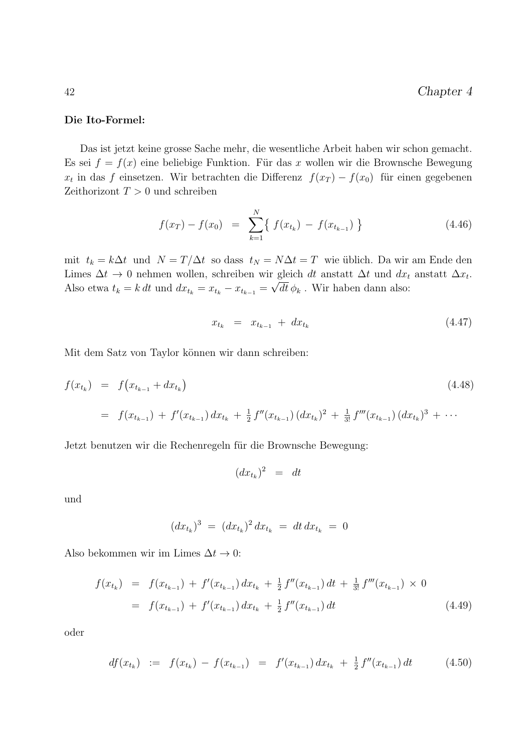**Die Ito-Formel:**

Das ist jetzt keine grosse Sache mehr, die wesentliche Arbeit haben wir schon gemacht. Es sei $f = f(x)$ eine beliebige Funktion. Für das $x$ wollen wir die Brownsche Bewegung $x_t$ in das $f$ einsetzen. Wir betrachten die Differenz $f(x_T) - f(x_0)$ für einen gegebenen Zeithorizont $T > 0$ und schreiben

$$f(x_T) - f(x_0) \;=\; \sum_{k=1}^{N} \big\{ \, f(x_{t_k}) \,-\, f(x_{t_{k-1}}) \, \big\} \tag{4.46}$$

mit $t_k = k\Delta t$ und $N = T/\Delta t$ so dass $t_N = N\Delta t = T$ wie üblich. Da wir am Ende den Limes $\Delta t \to 0$ nehmen wollen, schreiben wir gleich $dt$ anstatt $\Delta t$ und $dx_t$ anstatt $\Delta x_t$. Also etwa $t_k = k\,dt$ und $dx_{t_k} = x_{t_k} - x_{t_{k-1}} = \sqrt{dt}\,\phi_k$ . Wir haben dann also:

$$x_{t_k} \;=\; x_{t_{k-1}} \,+\, dx_{t_k} \tag{4.47}$$

Mit dem Satz von Taylor können wir dann schreiben:

$$\begin{aligned} f(x_{t_k}) \;&=\; f\big(x_{t_{k-1}} + dx_{t_k}\big) \\ &=\; f(x_{t_{k-1}}) \,+\, f'(x_{t_{k-1}})\,dx_{t_k} \,+\, \tfrac{1}{2}\,f''(x_{t_{k-1}})\,(dx_{t_k})^2 \,+\, \tfrac{1}{3!}\,f'''(x_{t_{k-1}})\,(dx_{t_k})^3 \,+\, \cdots \end{aligned} \tag{4.48}$$

Jetzt benutzen wir die Rechenregeln für die Brownsche Bewegung:

$$(dx_{t_k})^2 \;=\; dt$$

und

$$(dx_{t_k})^3 \;=\; (dx_{t_k})^2\,dx_{t_k} \;=\; dt\,dx_{t_k} \;=\; 0$$

Also bekommen wir im Limes $\Delta t \to 0$:

$$\begin{aligned} f(x_{t_k}) \;&=\; f(x_{t_{k-1}}) \,+\, f'(x_{t_{k-1}})\,dx_{t_k} \,+\, \tfrac{1}{2}\,f''(x_{t_{k-1}})\,dt \,+\, \tfrac{1}{3!}\,f'''(x_{t_{k-1}}) \,\times\, 0 \\ &=\; f(x_{t_{k-1}}) \,+\, f'(x_{t_{k-1}})\,dx_{t_k} \,+\, \tfrac{1}{2}\,f''(x_{t_{k-1}})\,dt \end{aligned} \tag{4.49}$$

oder

$$df(x_{t_k}) \;:=\; f(x_{t_k}) \,-\, f(x_{t_{k-1}}) \;=\; f'(x_{t_{k-1}})\,dx_{t_k} \,+\, \tfrac{1}{2}\,f''(x_{t_{k-1}})\,dt \tag{4.50}$$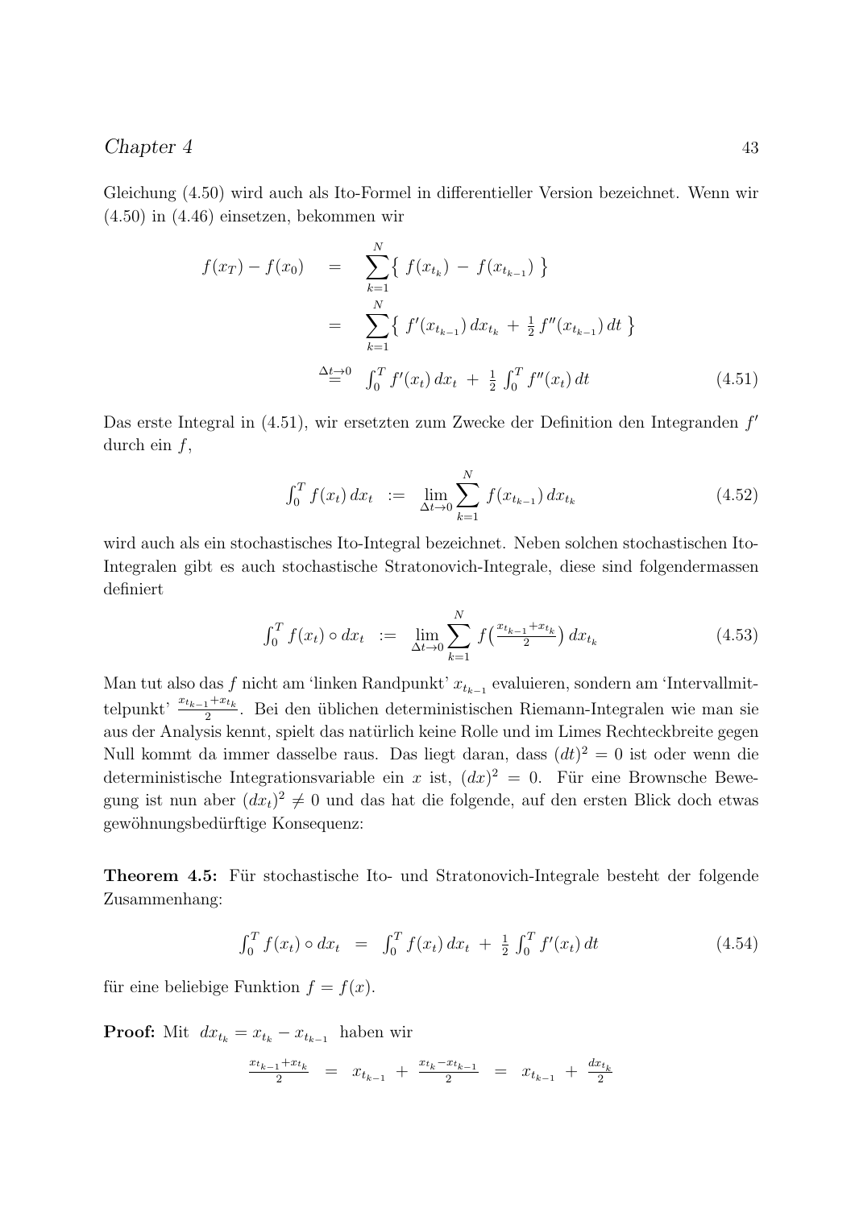Gleichung (4.50) wird auch als Ito-Formel in differentieller Version bezeichnet. Wenn wir (4.50) in (4.46) einsetzen, bekommen wir

$$
\begin{aligned}
f(x_T) - f(x_0) &= \sum_{k=1}^{N} \{ f(x_{t_k}) - f(x_{t_{k-1}}) \} \\
&= \sum_{k=1}^{N} \{ f'(x_{t_{k-1}})\, dx_{t_k} + \tfrac{1}{2} f''(x_{t_{k-1}})\, dt \} \\
&\overset{\Delta t \to 0}{=} \int_0^T f'(x_t)\, dx_t + \tfrac{1}{2} \int_0^T f''(x_t)\, dt
\end{aligned} \tag{4.51}
$$

Das erste Integral in (4.51), wir ersetzten zum Zwecke der Definition den Integranden $f'$ durch ein $f$,

$$
\int_0^T f(x_t)\, dx_t := \lim_{\Delta t \to 0} \sum_{k=1}^{N} f(x_{t_{k-1}})\, dx_{t_k} \tag{4.52}
$$

wird auch als ein stochastisches Ito-Integral bezeichnet. Neben solchen stochastischen Ito-Integralen gibt es auch stochastische Stratonovich-Integrale, diese sind folgendermassen definiert

$$
\int_0^T f(x_t) \circ dx_t := \lim_{\Delta t \to 0} \sum_{k=1}^{N} f\big(\tfrac{x_{t_{k-1}} + x_{t_k}}{2}\big)\, dx_{t_k} \tag{4.53}
$$

Man tut also das $f$ nicht am 'linken Randpunkt' $x_{t_{k-1}}$ evaluieren, sondern am 'Intervallmittelpunkt' $\frac{x_{t_{k-1}} + x_{t_k}}{2}$. Bei den üblichen deterministischen Riemann-Integralen wie man sie aus der Analysis kennt, spielt das natürlich keine Rolle und im Limes Rechteckbreite gegen Null kommt da immer dasselbe raus. Das liegt daran, dass $(dt)^2 = 0$ ist oder wenn die deterministische Integrationsvariable ein $x$ ist, $(dx)^2 = 0$. Für eine Brownsche Bewegung ist nun aber $(dx_t)^2 \neq 0$ und das hat die folgende, auf den ersten Blick doch etwas gewöhnungsbedürftige Konsequenz:

**Theorem 4.5:** Für stochastische Ito- und Stratonovich-Integrale besteht der folgende Zusammenhang:

$$
\int_0^T f(x_t) \circ dx_t = \int_0^T f(x_t)\, dx_t + \tfrac{1}{2} \int_0^T f'(x_t)\, dt \tag{4.54}
$$

für eine beliebige Funktion $f = f(x)$.

**Proof:** Mit $dx_{t_k} = x_{t_k} - x_{t_{k-1}}$ haben wir

$$
\tfrac{x_{t_{k-1}} + x_{t_k}}{2} = x_{t_{k-1}} + \tfrac{x_{t_k} - x_{t_{k-1}}}{2} = x_{t_{k-1}} + \tfrac{dx_{t_k}}{2}
$$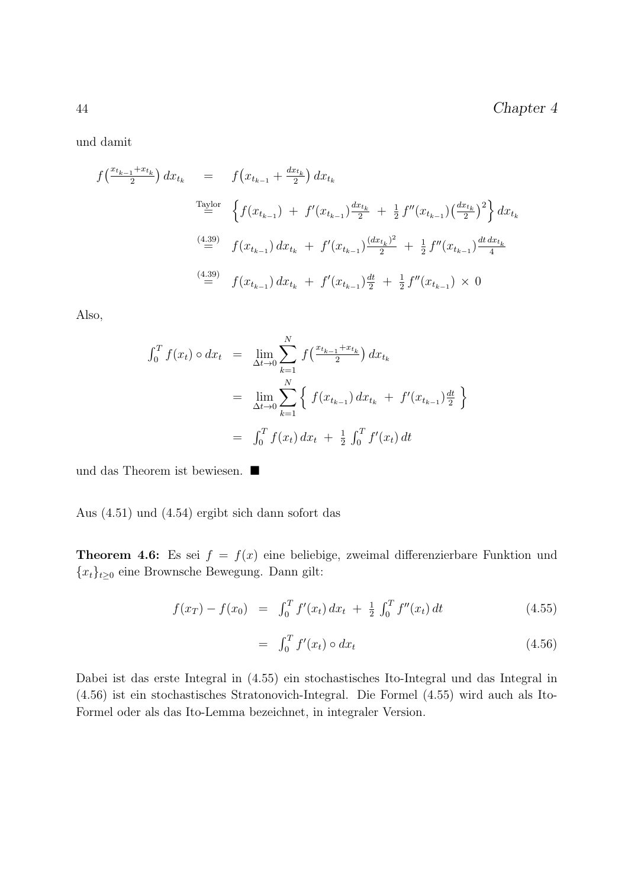und damit

$$
\begin{aligned}
f\big(\tfrac{x_{t_{k-1}}+x_{t_k}}{2}\big)\,dx_{t_k} \quad &= \quad f\big(x_{t_{k-1}} + \tfrac{dx_{t_k}}{2}\big)\,dx_{t_k} \\
&\overset{\text{Taylor}}{=} \quad \Big\{ f(x_{t_{k-1}}) \;+\; f'(x_{t_{k-1}})\tfrac{dx_{t_k}}{2} \;+\; \tfrac{1}{2}\,f''(x_{t_{k-1}})\big(\tfrac{dx_{t_k}}{2}\big)^2 \Big\}\,dx_{t_k} \\
&\overset{(4.39)}{=} \quad f(x_{t_{k-1}})\,dx_{t_k} \;+\; f'(x_{t_{k-1}})\tfrac{(dx_{t_k})^2}{2} \;+\; \tfrac{1}{2}\,f''(x_{t_{k-1}})\tfrac{dt\,dx_{t_k}}{4} \\
&\overset{(4.39)}{=} \quad f(x_{t_{k-1}})\,dx_{t_k} \;+\; f'(x_{t_{k-1}})\tfrac{dt}{2} \;+\; \tfrac{1}{2}\,f''(x_{t_{k-1}}) \;\times\; 0
\end{aligned}
$$

Also,

$$
\begin{aligned}
\int_0^T f(x_t) \circ dx_t \quad &= \quad \lim_{\Delta t \to 0} \sum_{k=1}^{N} \; f\big(\tfrac{x_{t_{k-1}}+x_{t_k}}{2}\big)\,dx_{t_k} \\
&= \quad \lim_{\Delta t \to 0} \sum_{k=1}^{N} \Big\{ \; f(x_{t_{k-1}})\,dx_{t_k} \;+\; f'(x_{t_{k-1}})\tfrac{dt}{2} \; \Big\} \\
&= \quad \int_0^T f(x_t)\,dx_t \;+\; \tfrac{1}{2}\,\int_0^T f'(x_t)\,dt
\end{aligned}
$$

und das Theorem ist bewiesen. ■

Aus (4.51) und (4.54) ergibt sich dann sofort das

**Theorem 4.6:** Es sei $f = f(x)$ eine beliebige, zweimal differenzierbare Funktion und $\{x_t\}_{t \geq 0}$ eine Brownsche Bewegung. Dann gilt:

$$
f(x_T) - f(x_0) \quad = \quad \int_0^T f'(x_t)\,dx_t \;+\; \tfrac{1}{2}\,\int_0^T f''(x_t)\,dt \tag{4.55}
$$

$$
= \quad \int_0^T f'(x_t) \circ dx_t \tag{4.56}
$$

Dabei ist das erste Integral in (4.55) ein stochastisches Ito-Integral und das Integral in (4.56) ist ein stochastisches Stratonovich-Integral. Die Formel (4.55) wird auch als Ito-Formel oder als das Ito-Lemma bezeichnet, in integraler Version.